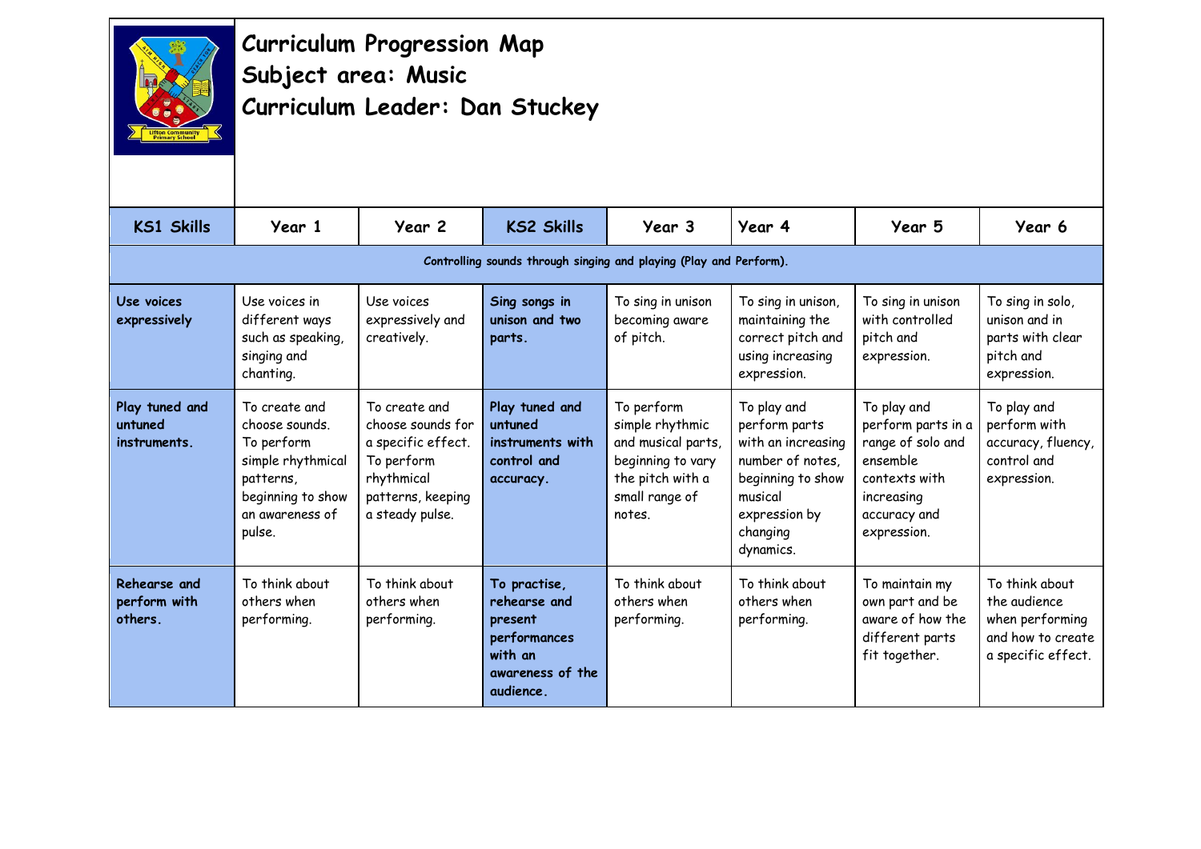# Curriculum Progression Map
# Subject area: Music
# Curriculum Leader: Dan Stuckey

| KS1 Skills | Year 1 | Year 2 | KS2 Skills | Year 3 | Year 4 | Year 5 | Year 6 |
|---|---|---|---|---|---|---|---|
| **Controlling sounds through singing and playing (Play and Perform).** | | | | | | | |
| **Use voices expressively** | Use voices in different ways such as speaking, singing and chanting. | Use voices expressively and creatively. | **Sing songs in unison and two parts.** | To sing in unison becoming aware of pitch. | To sing in unison, maintaining the correct pitch and using increasing expression. | To sing in unison with controlled pitch and expression. | To sing in solo, unison and in parts with clear pitch and expression. |
| **Play tuned and untuned instruments.** | To create and choose sounds. To perform simple rhythmical patterns, beginning to show an awareness of pulse. | To create and choose sounds for a specific effect. To perform rhythmical patterns, keeping a steady pulse. | **Play tuned and untuned instruments with control and accuracy.** | To perform simple rhythmic and musical parts, beginning to vary the pitch with a small range of notes. | To play and perform parts with an increasing number of notes, beginning to show musical expression by changing dynamics. | To play and perform parts in a range of solo and ensemble contexts with increasing accuracy and expression. | To play and perform with accuracy, fluency, control and expression. |
| **Rehearse and perform with others.** | To think about others when performing. | To think about others when performing. | **To practise, rehearse and present performances with an awareness of the audience.** | To think about others when performing. | To think about others when performing. | To maintain my own part and be aware of how the different parts fit together. | To think about the audience when performing and how to create a specific effect. |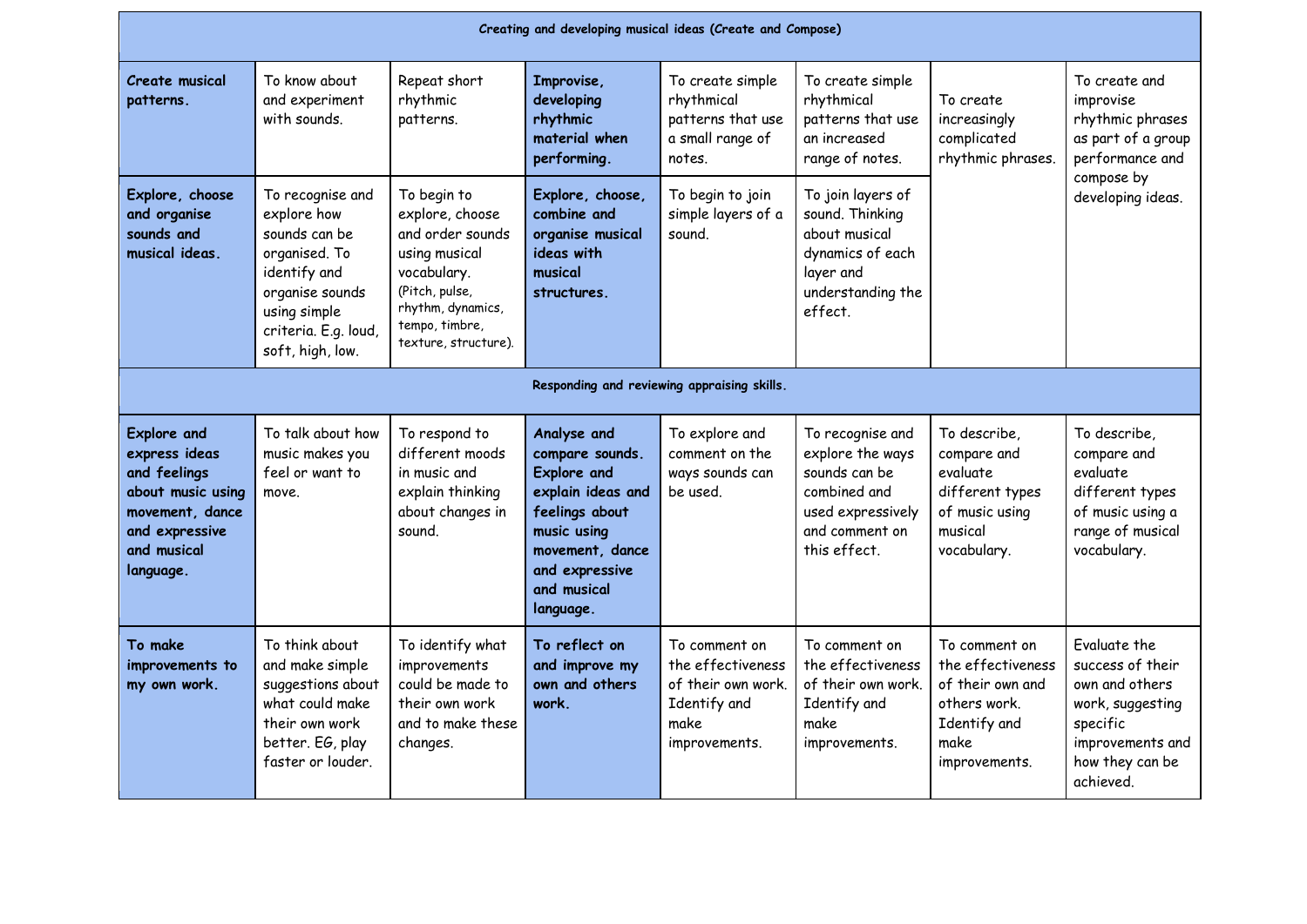| Creating and developing musical ideas (Create and Compose) | | | | | | | |
|---|---|---|---|---|---|---|---|
| **Create musical patterns.** | To know about and experiment with sounds. | Repeat short rhythmic patterns. | **Improvise, developing rhythmic material when performing.** | To create simple rhythmical patterns that use a small range of notes. | To create simple rhythmical patterns that use an increased range of notes. | To create increasingly complicated rhythmic phrases. | To create and improvise rhythmic phrases as part of a group performance and compose by developing ideas. |
| **Explore, choose and organise sounds and musical ideas.** | To recognise and explore how sounds can be organised. To identify and organise sounds using simple criteria. E.g. loud, soft, high, low. | To begin to explore, choose and order sounds using musical vocabulary. (Pitch, pulse, rhythm, dynamics, tempo, timbre, texture, structure). | **Explore, choose, combine and organise musical ideas with musical structures.** | To begin to join simple layers of a sound. | To join layers of sound. Thinking about musical dynamics of each layer and understanding the effect. | | |
| **Responding and reviewing appraising skills.** | | | | | | | |
| **Explore and express ideas and feelings about music using movement, dance and expressive and musical language.** | To talk about how music makes you feel or want to move. | To respond to different moods in music and explain thinking about changes in sound. | **Analyse and compare sounds. Explore and explain ideas and feelings about music using movement, dance and expressive and musical language.** | To explore and comment on the ways sounds can be used. | To recognise and explore the ways sounds can be combined and used expressively and comment on this effect. | To describe, compare and evaluate different types of music using musical vocabulary. | To describe, compare and evaluate different types of music using a range of musical vocabulary. |
| **To make improvements to my own work.** | To think about and make simple suggestions about what could make their own work better. EG, play faster or louder. | To identify what improvements could be made to their own work and to make these changes. | **To reflect on and improve my own and others work.** | To comment on the effectiveness of their own work. Identify and make improvements. | To comment on the effectiveness of their own work. Identify and make improvements. | To comment on the effectiveness of their own and others work. Identify and make improvements. | Evaluate the success of their own and others work, suggesting specific improvements and how they can be achieved. |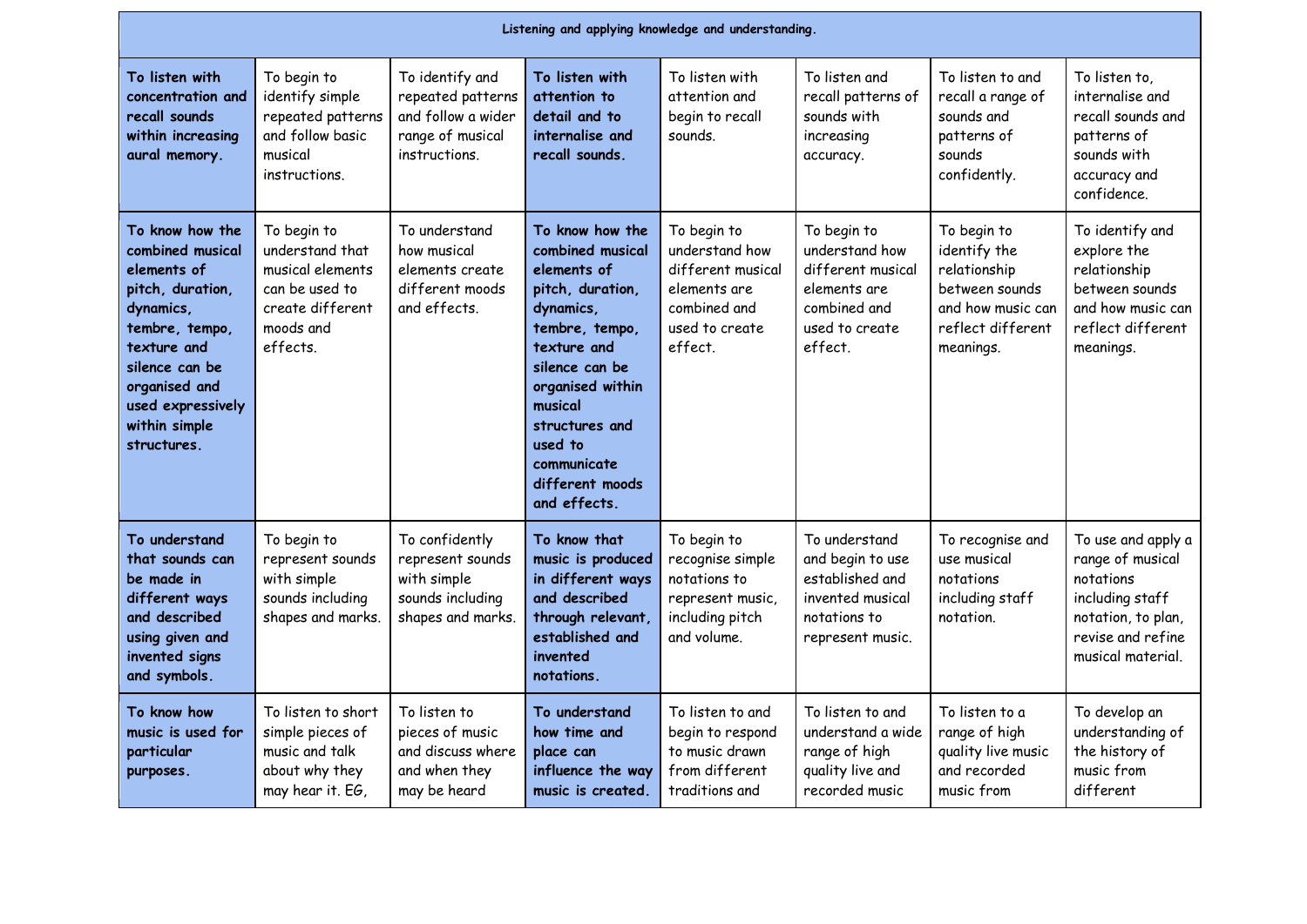| Listening and applying knowledge and understanding. | | | | | | | |
|---|---|---|---|---|---|---|---|
| **To listen with concentration and recall sounds within increasing aural memory.** | To begin to identify simple repeated patterns and follow basic musical instructions. | To identify and repeated patterns and follow a wider range of musical instructions. | **To listen with attention to detail and to internalise and recall sounds.** | To listen with attention and begin to recall sounds. | To listen and recall patterns of sounds with increasing accuracy. | To listen to and recall a range of sounds and patterns of sounds confidently. | To listen to, internalise and recall sounds and patterns of sounds with accuracy and confidence. |
| **To know how the combined musical elements of pitch, duration, dynamics, tembre, tempo, texture and silence can be organised and used expressively within simple structures.** | To begin to understand that musical elements can be used to create different moods and effects. | To understand how musical elements create different moods and effects. | **To know how the combined musical elements of pitch, duration, dynamics, tembre, tempo, texture and silence can be organised within musical structures and used to communicate different moods and effects.** | To begin to understand how different musical elements are combined and used to create effect. | To begin to understand how different musical elements are combined and used to create effect. | To begin to identify the relationship between sounds and how music can reflect different meanings. | To identify and explore the relationship between sounds and how music can reflect different meanings. |
| **To understand that sounds can be made in different ways and described using given and invented signs and symbols.** | To begin to represent sounds with simple sounds including shapes and marks. | To confidently represent sounds with simple sounds including shapes and marks. | **To know that music is produced in different ways and described through relevant, established and invented notations.** | To begin to recognise simple notations to represent music, including pitch and volume. | To understand and begin to use established and invented musical notations to represent music. | To recognise and use musical notations including staff notation. | To use and apply a range of musical notations including staff notation, to plan, revise and refine musical material. |
| **To know how music is used for particular purposes.** | To listen to short simple pieces of music and talk about why they may hear it. EG, | To listen to pieces of music and discuss where and when they may be heard | **To understand how time and place can influence the way music is created.** | To listen to and begin to respond to music drawn from different traditions and | To listen to and understand a wide range of high quality live and recorded music | To listen to a range of high quality live music and recorded music from | To develop an understanding of the history of music from different |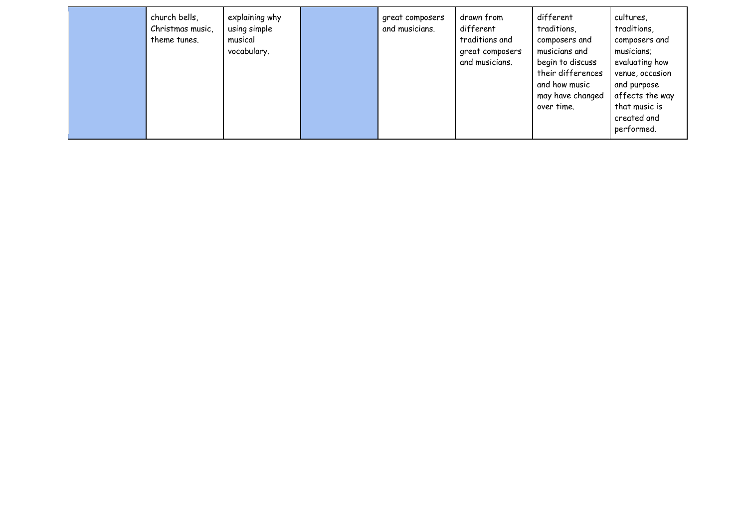| | | | | | | | |
|---|---|---|---|---|---|---|---|
| | church bells, Christmas music, theme tunes. | explaining why using simple musical vocabulary. | | great composers and musicians. | drawn from different traditions and great composers and musicians. | different traditions, composers and musicians and begin to discuss their differences and how music may have changed over time. | cultures, traditions, composers and musicians; evaluating how venue, occasion and purpose affects the way that music is created and performed. |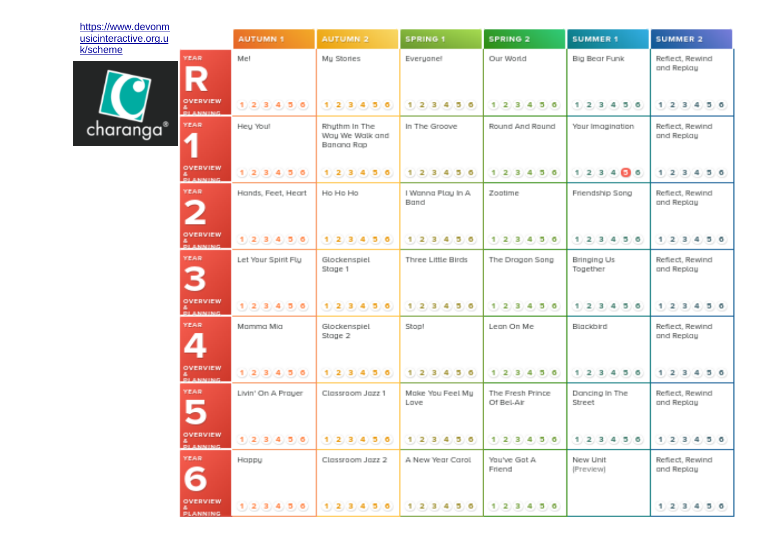https://www.devonmusicinteractive.org.uk/scheme

charanga®

| | AUTUMN 1 | AUTUMN 2 | SPRING 1 | SPRING 2 | SUMMER 1 | SUMMER 2 |
|---|---|---|---|---|---|---|
| YEAR R OVERVIEW & PLANNING | Me! | My Stories | Everyone! | Our World | Big Bear Funk | Reflect, Rewind and Replay |
| YEAR 1 OVERVIEW & PLANNING | Hey You! | Rhythm In The Way We Walk and Banana Rap | In The Groove | Round And Round | Your Imagination | Reflect, Rewind and Replay |
| YEAR 2 OVERVIEW & PLANNING | Hands, Feet, Heart | Ho Ho Ho | I Wanna Play In A Band | Zootime | Friendship Song | Reflect, Rewind and Replay |
| YEAR 3 OVERVIEW & PLANNING | Let Your Spirit Fly | Glockenspiel Stage 1 | Three Little Birds | The Dragon Song | Bringing Us Together | Reflect, Rewind and Replay |
| YEAR 4 OVERVIEW & PLANNING | Mamma Mia | Glockenspiel Stage 2 | Stop! | Lean On Me | Blackbird | Reflect, Rewind and Replay |
| YEAR 5 OVERVIEW & PLANNING | Livin' On A Prayer | Classroom Jazz 1 | Make You Feel My Love | The Fresh Prince Of Bel-Air | Dancing In The Street | Reflect, Rewind and Replay |
| YEAR 6 OVERVIEW & PLANNING | Happy | Classroom Jazz 2 | A New Year Carol | You've Got A Friend | New Unit (Preview) | Reflect, Rewind and Replay |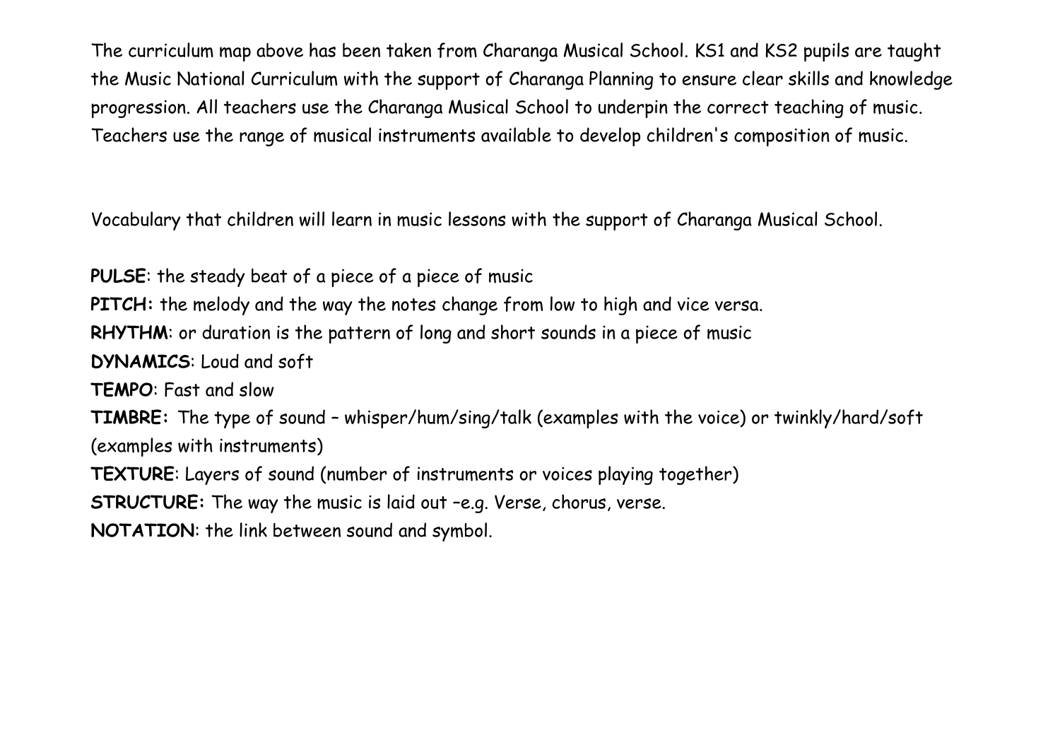The curriculum map above has been taken from Charanga Musical School. KS1 and KS2 pupils are taught the Music National Curriculum with the support of Charanga Planning to ensure clear skills and knowledge progression. All teachers use the Charanga Musical School to underpin the correct teaching of music. Teachers use the range of musical instruments available to develop children's composition of music.

Vocabulary that children will learn in music lessons with the support of Charanga Musical School.

**PULSE**: the steady beat of a piece of a piece of music

**PITCH:** the melody and the way the notes change from low to high and vice versa.

**RHYTHM**: or duration is the pattern of long and short sounds in a piece of music

**DYNAMICS**: Loud and soft

**TEMPO**: Fast and slow

**TIMBRE:** The type of sound – whisper/hum/sing/talk (examples with the voice) or twinkly/hard/soft (examples with instruments)

**TEXTURE**: Layers of sound (number of instruments or voices playing together)

**STRUCTURE:** The way the music is laid out –e.g. Verse, chorus, verse.

**NOTATION**: the link between sound and symbol.